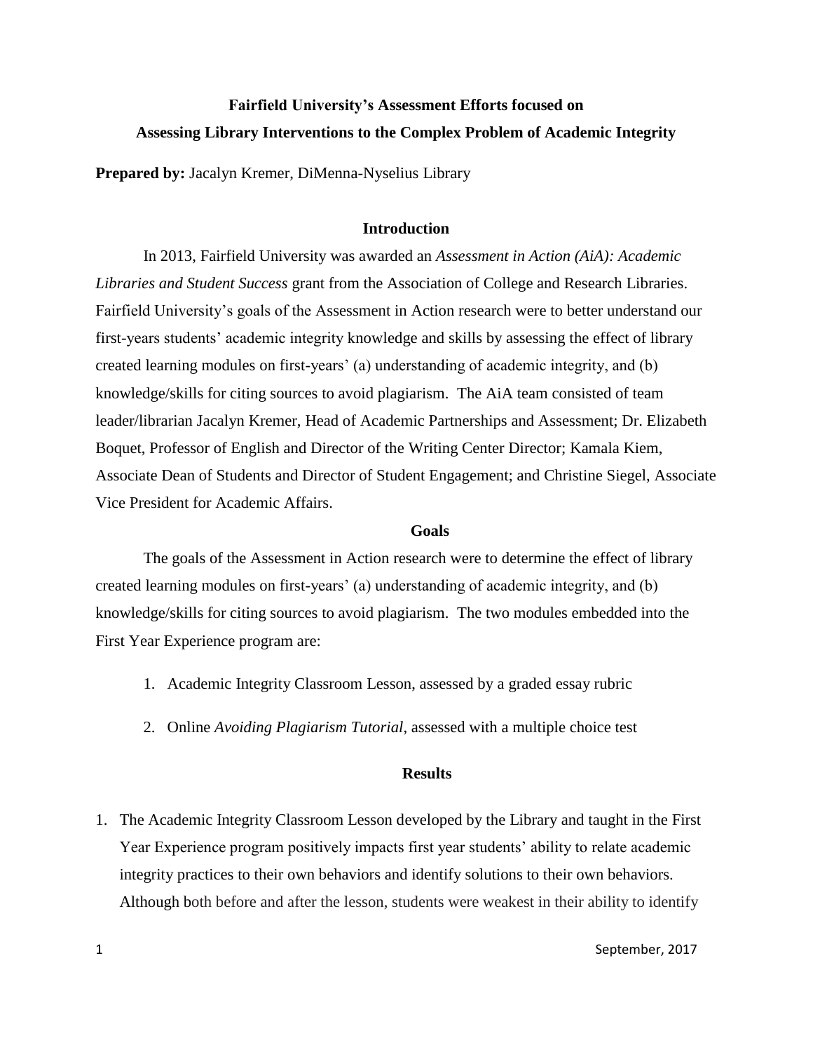# Fairfield University's Assessment Efforts focused on Assessing Library Interventions to the Complex Problem of Academic Integrity

**Prepared by:** Jacalyn Kremer, DiMenna-Nyselius Library

## Introduction

In 2013, Fairfield University was awarded an *Assessment in Action (AiA): Academic Libraries and Student Success* grant from the Association of College and Research Libraries. Fairfield University's goals of the Assessment in Action research were to better understand our first-years students' academic integrity knowledge and skills by assessing the effect of library created learning modules on first-years' (a) understanding of academic integrity, and (b) knowledge/skills for citing sources to avoid plagiarism. The AiA team consisted of team leader/librarian Jacalyn Kremer, Head of Academic Partnerships and Assessment; Dr. Elizabeth Boquet, Professor of English and Director of the Writing Center Director; Kamala Kiem, Associate Dean of Students and Director of Student Engagement; and Christine Siegel, Associate Vice President for Academic Affairs.

## Goals

The goals of the Assessment in Action research were to determine the effect of library created learning modules on first-years' (a) understanding of academic integrity, and (b) knowledge/skills for citing sources to avoid plagiarism. The two modules embedded into the First Year Experience program are:

1. Academic Integrity Classroom Lesson, assessed by a graded essay rubric
2. Online *Avoiding Plagiarism Tutorial*, assessed with a multiple choice test

## Results

1. The Academic Integrity Classroom Lesson developed by the Library and taught in the First Year Experience program positively impacts first year students' ability to relate academic integrity practices to their own behaviors and identify solutions to their own behaviors. Although both before and after the lesson, students were weakest in their ability to identify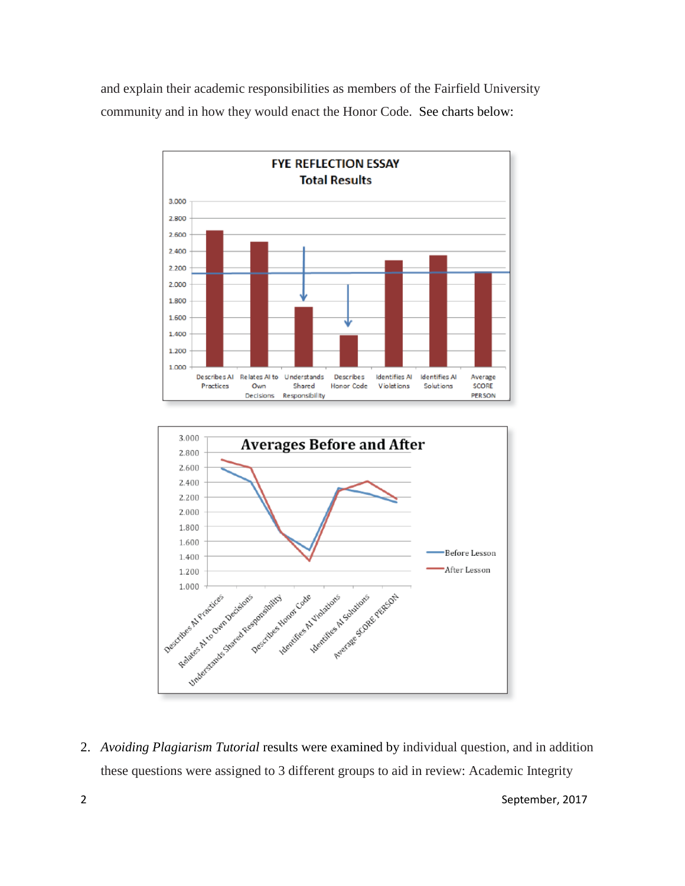and explain their academic responsibilities as members of the Fairfield University community and in how they would enact the Honor Code. See charts below:

2. *Avoiding Plagiarism Tutorial* results were examined by individual question, and in addition these questions were assigned to 3 different groups to aid in review: Academic Integrity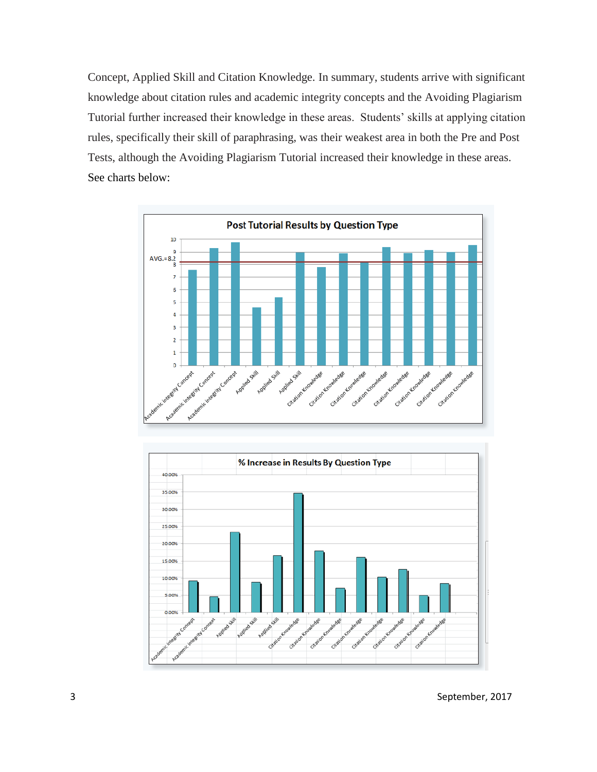Concept, Applied Skill and Citation Knowledge. In summary, students arrive with significant knowledge about citation rules and academic integrity concepts and the Avoiding Plagiarism Tutorial further increased their knowledge in these areas. Students' skills at applying citation rules, specifically their skill of paraphrasing, was their weakest area in both the Pre and Post Tests, although the Avoiding Plagiarism Tutorial increased their knowledge in these areas. See charts below:

**Post Tutorial Results by Question Type**

**% Increase in Results By Question Type**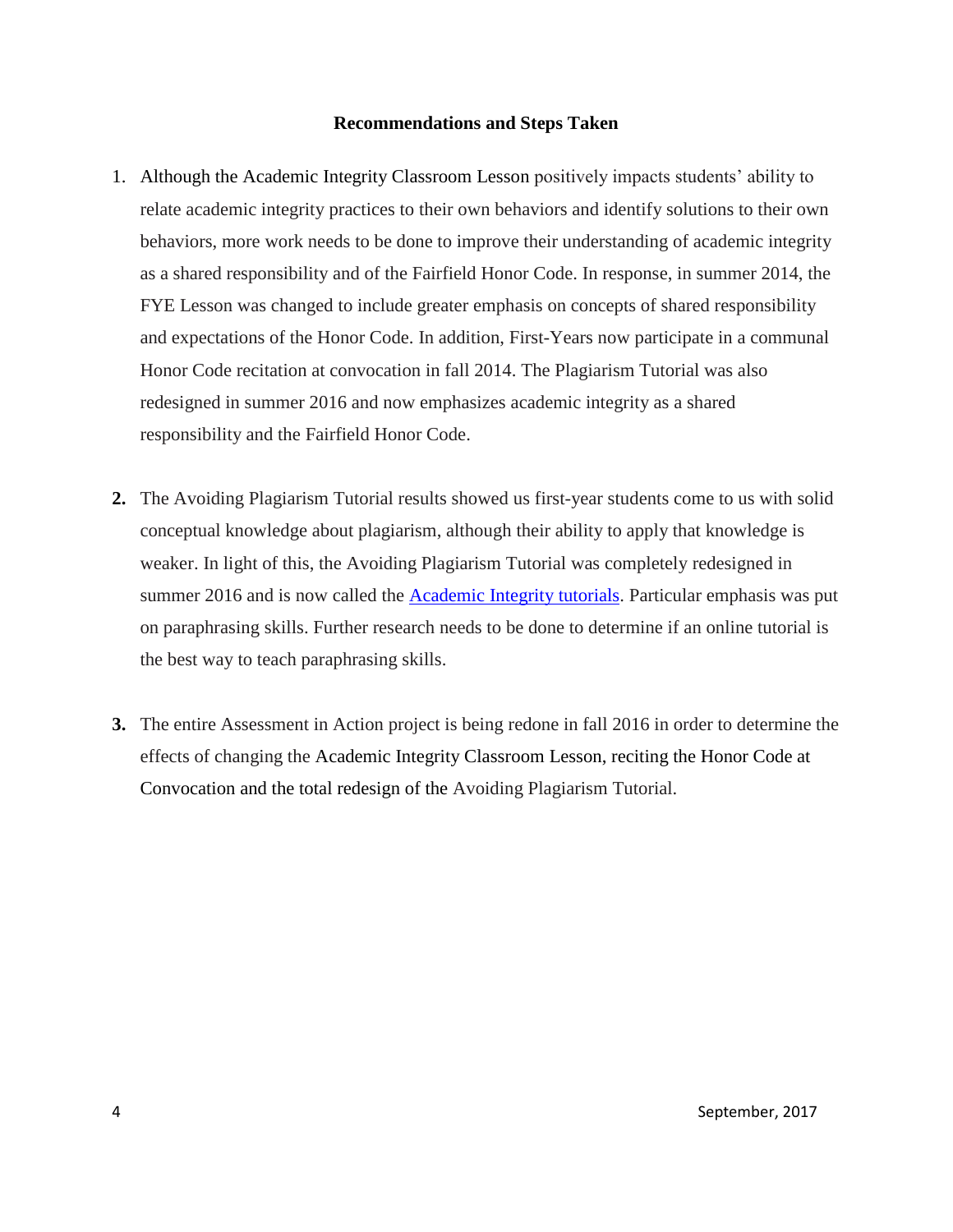**Recommendations and Steps Taken**

1. Although the Academic Integrity Classroom Lesson positively impacts students' ability to relate academic integrity practices to their own behaviors and identify solutions to their own behaviors, more work needs to be done to improve their understanding of academic integrity as a shared responsibility and of the Fairfield Honor Code. In response, in summer 2014, the FYE Lesson was changed to include greater emphasis on concepts of shared responsibility and expectations of the Honor Code. In addition, First-Years now participate in a communal Honor Code recitation at convocation in fall 2014. The Plagiarism Tutorial was also redesigned in summer 2016 and now emphasizes academic integrity as a shared responsibility and the Fairfield Honor Code.

2. The Avoiding Plagiarism Tutorial results showed us first-year students come to us with solid conceptual knowledge about plagiarism, although their ability to apply that knowledge is weaker. In light of this, the Avoiding Plagiarism Tutorial was completely redesigned in summer 2016 and is now called the Academic Integrity tutorials. Particular emphasis was put on paraphrasing skills. Further research needs to be done to determine if an online tutorial is the best way to teach paraphrasing skills.

3. The entire Assessment in Action project is being redone in fall 2016 in order to determine the effects of changing the Academic Integrity Classroom Lesson, reciting the Honor Code at Convocation and the total redesign of the Avoiding Plagiarism Tutorial.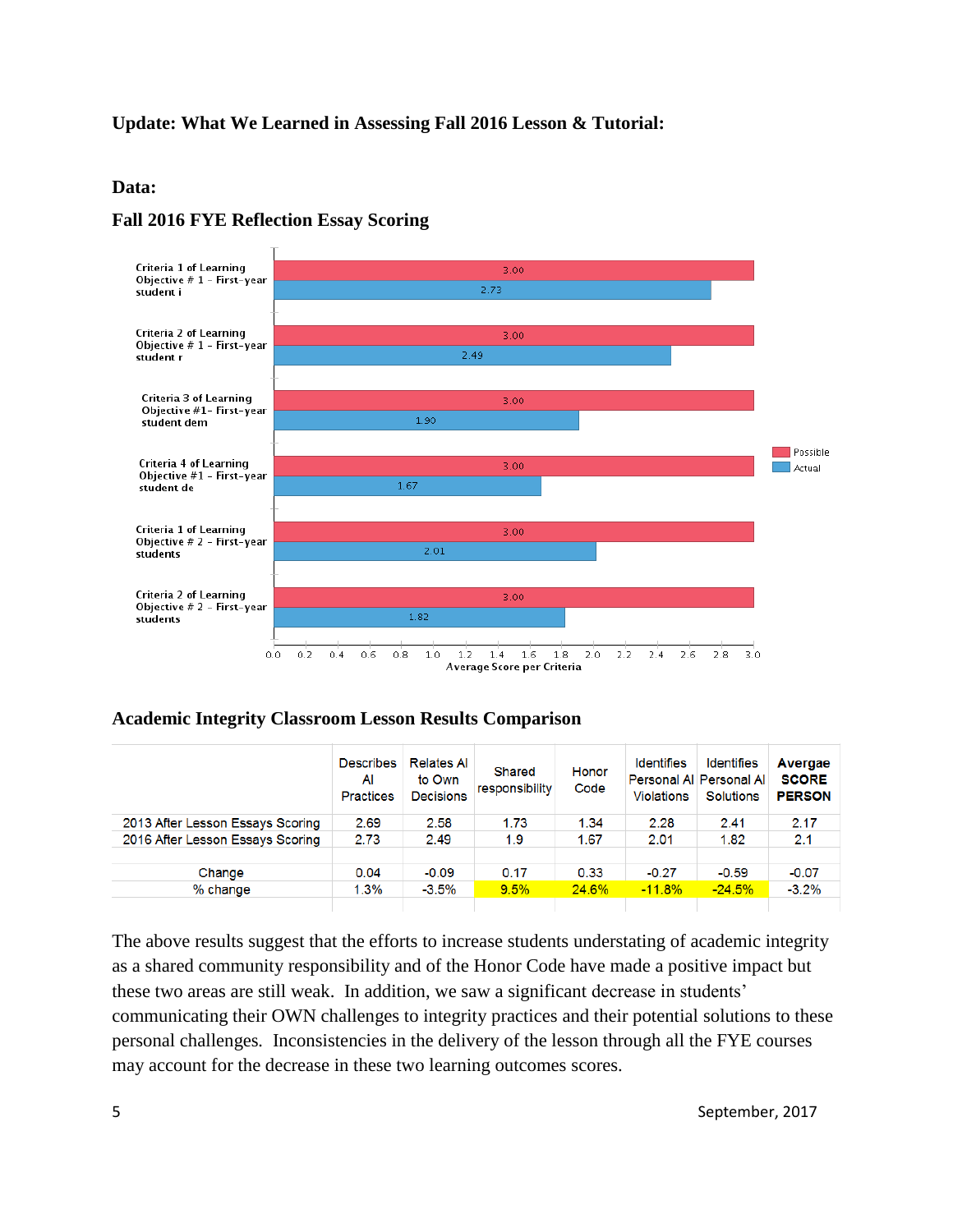**Update: What We Learned in Assessing Fall 2016 Lesson & Tutorial:**

**Data:**

**Fall 2016 FYE Reflection Essay Scoring**

| Criteria | Possible | Actual |
|---|---|---|
| Criteria 1 of Learning Objective # 1 - First-year student i | 3.00 | 2.73 |
| Criteria 2 of Learning Objective # 1 - First-year student r | 3.00 | 2.49 |
| Criteria 3 of Learning Objective #1- First-year student dem | 3.00 | 1.90 |
| Criteria 4 of Learning Objective #1 - First-year student de | 3.00 | 1.67 |
| Criteria 1 of Learning Objective # 2 - First-year students | 3.00 | 2.01 |
| Criteria 2 of Learning Objective # 2 - First-year students | 3.00 | 1.82 |

Average Score per Criteria

**Academic Integrity Classroom Lesson Results Comparison**

| | Describes AI Practices | Relates AI to Own Decisions | Shared responsibility | Honor Code | Identifies Personal AI Violations | Identifies Personal AI Solutions | Avergae SCORE PERSON |
|---|---|---|---|---|---|---|---|
| 2013 After Lesson Essays Scoring | 2.69 | 2.58 | 1.73 | 1.34 | 2.28 | 2.41 | 2.17 |
| 2016 After Lesson Essays Scoring | 2.73 | 2.49 | 1.9 | 1.67 | 2.01 | 1.82 | 2.1 |
| | | | | | | | |
| Change | 0.04 | -0.09 | 0.17 | 0.33 | -0.27 | -0.59 | -0.07 |
| % change | 1.3% | -3.5% | 9.5% | 24.6% | -11.8% | -24.5% | -3.2% |

The above results suggest that the efforts to increase students understating of academic integrity as a shared community responsibility and of the Honor Code have made a positive impact but these two areas are still weak. In addition, we saw a significant decrease in students' communicating their OWN challenges to integrity practices and their potential solutions to these personal challenges. Inconsistencies in the delivery of the lesson through all the FYE courses may account for the decrease in these two learning outcomes scores.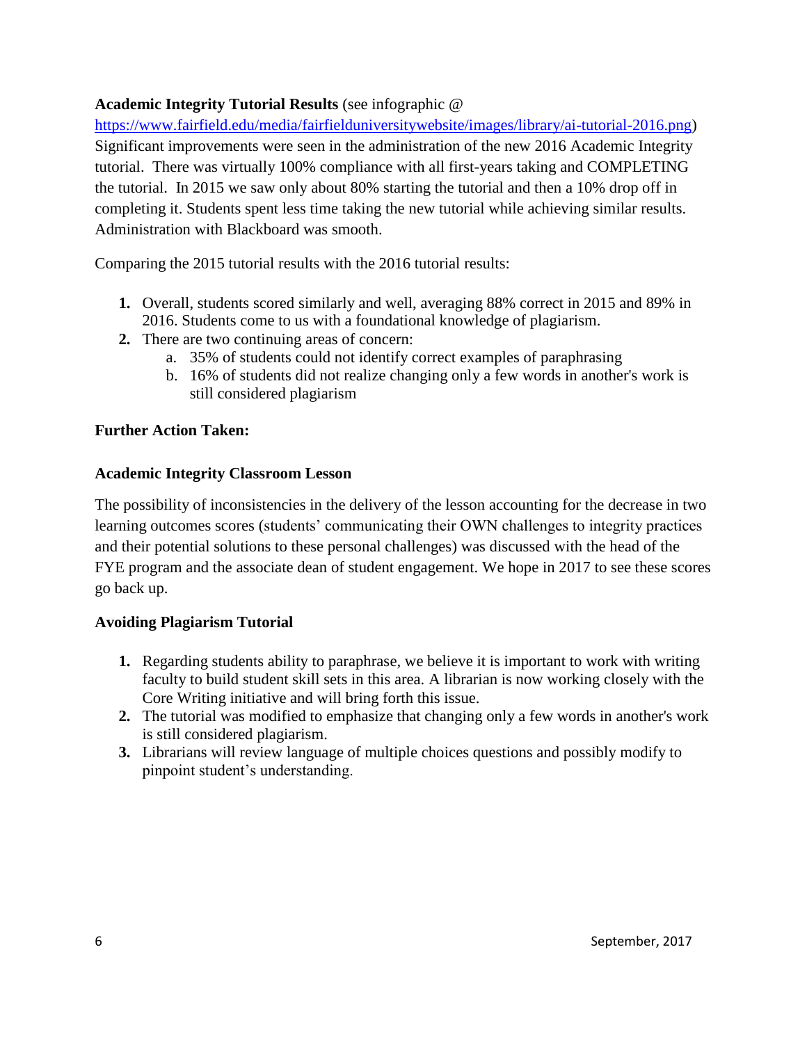**Academic Integrity Tutorial Results** (see infographic @ [https://www.fairfield.edu/media/fairfielduniversitywebsite/images/library/ai-tutorial-2016.png](https://www.fairfield.edu/media/fairfielduniversitywebsite/images/library/ai-tutorial-2016.png))
Significant improvements were seen in the administration of the new 2016 Academic Integrity tutorial. There was virtually 100% compliance with all first-years taking and COMPLETING the tutorial. In 2015 we saw only about 80% starting the tutorial and then a 10% drop off in completing it. Students spent less time taking the new tutorial while achieving similar results. Administration with Blackboard was smooth.

Comparing the 2015 tutorial results with the 2016 tutorial results:

1. Overall, students scored similarly and well, averaging 88% correct in 2015 and 89% in 2016. Students come to us with a foundational knowledge of plagiarism.
2. There are two continuing areas of concern:
   a. 35% of students could not identify correct examples of paraphrasing
   b. 16% of students did not realize changing only a few words in another's work is still considered plagiarism

**Further Action Taken:**

**Academic Integrity Classroom Lesson**

The possibility of inconsistencies in the delivery of the lesson accounting for the decrease in two learning outcomes scores (students' communicating their OWN challenges to integrity practices and their potential solutions to these personal challenges) was discussed with the head of the FYE program and the associate dean of student engagement. We hope in 2017 to see these scores go back up.

**Avoiding Plagiarism Tutorial**

1. Regarding students ability to paraphrase, we believe it is important to work with writing faculty to build student skill sets in this area. A librarian is now working closely with the Core Writing initiative and will bring forth this issue.
2. The tutorial was modified to emphasize that changing only a few words in another's work is still considered plagiarism.
3. Librarians will review language of multiple choices questions and possibly modify to pinpoint student's understanding.